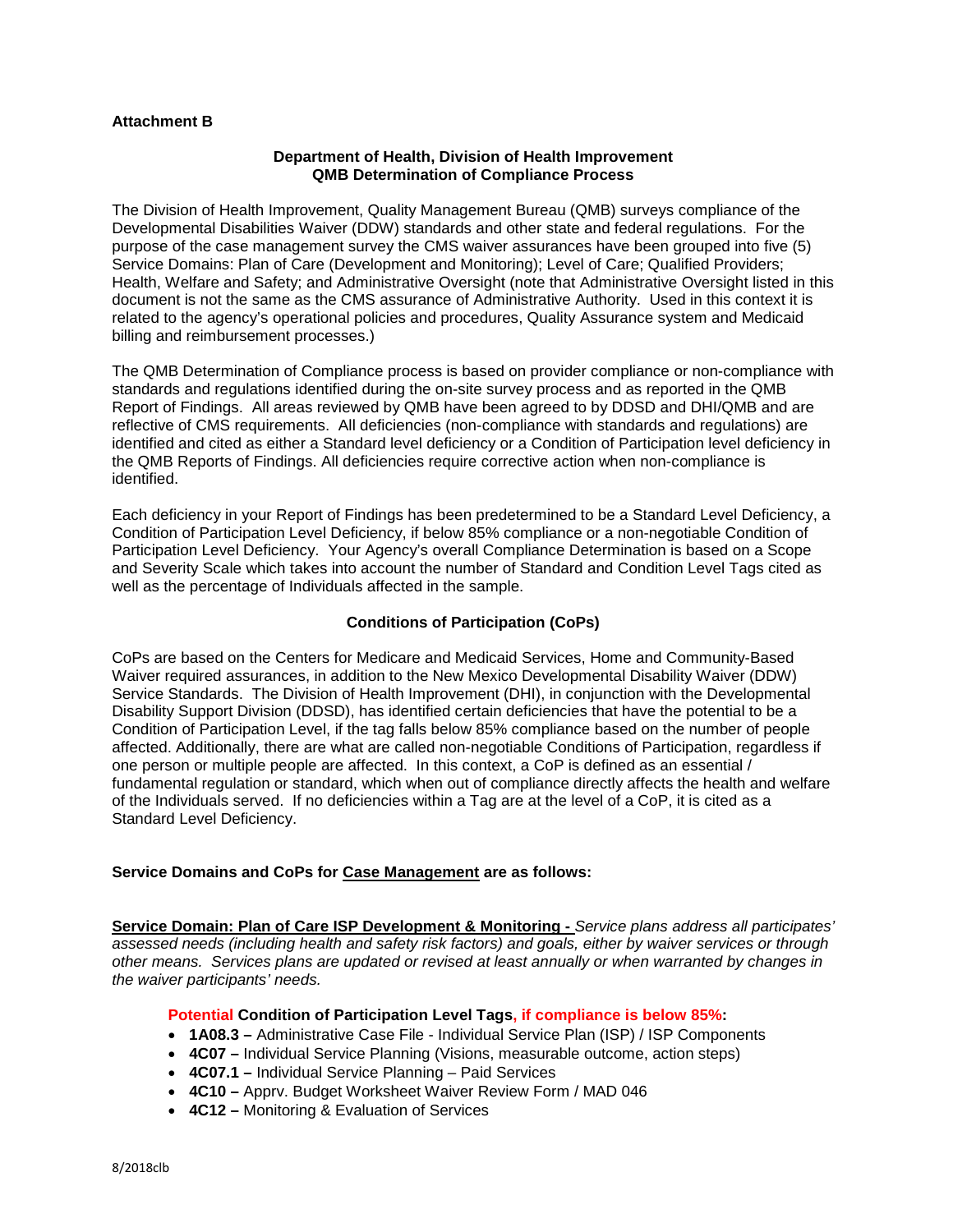**Attachment B**

**Department of Health, Division of Health Improvement**
**QMB Determination of Compliance Process**

The Division of Health Improvement, Quality Management Bureau (QMB) surveys compliance of the Developmental Disabilities Waiver (DDW) standards and other state and federal regulations. For the purpose of the case management survey the CMS waiver assurances have been grouped into five (5) Service Domains: Plan of Care (Development and Monitoring); Level of Care; Qualified Providers; Health, Welfare and Safety; and Administrative Oversight (note that Administrative Oversight listed in this document is not the same as the CMS assurance of Administrative Authority. Used in this context it is related to the agency's operational policies and procedures, Quality Assurance system and Medicaid billing and reimbursement processes.)

The QMB Determination of Compliance process is based on provider compliance or non-compliance with standards and regulations identified during the on-site survey process and as reported in the QMB Report of Findings. All areas reviewed by QMB have been agreed to by DDSD and DHI/QMB and are reflective of CMS requirements. All deficiencies (non-compliance with standards and regulations) are identified and cited as either a Standard level deficiency or a Condition of Participation level deficiency in the QMB Reports of Findings. All deficiencies require corrective action when non-compliance is identified.

Each deficiency in your Report of Findings has been predetermined to be a Standard Level Deficiency, a Condition of Participation Level Deficiency, if below 85% compliance or a non-negotiable Condition of Participation Level Deficiency. Your Agency's overall Compliance Determination is based on a Scope and Severity Scale which takes into account the number of Standard and Condition Level Tags cited as well as the percentage of Individuals affected in the sample.

**Conditions of Participation (CoPs)**

CoPs are based on the Centers for Medicare and Medicaid Services, Home and Community-Based Waiver required assurances, in addition to the New Mexico Developmental Disability Waiver (DDW) Service Standards. The Division of Health Improvement (DHI), in conjunction with the Developmental Disability Support Division (DDSD), has identified certain deficiencies that have the potential to be a Condition of Participation Level, if the tag falls below 85% compliance based on the number of people affected. Additionally, there are what are called non-negotiable Conditions of Participation, regardless if one person or multiple people are affected. In this context, a CoP is defined as an essential / fundamental regulation or standard, which when out of compliance directly affects the health and welfare of the Individuals served. If no deficiencies within a Tag are at the level of a CoP, it is cited as a Standard Level Deficiency.

**Service Domains and CoPs for Case Management are as follows:**

**Service Domain: Plan of Care ISP Development & Monitoring -** *Service plans address all participates' assessed needs (including health and safety risk factors) and goals, either by waiver services or through other means. Services plans are updated or revised at least annually or when warranted by changes in the waiver participants' needs.*

**Potential Condition of Participation Level Tags, if compliance is below 85%:**

- **1A08.3 –** Administrative Case File - Individual Service Plan (ISP) / ISP Components
- **4C07 –** Individual Service Planning (Visions, measurable outcome, action steps)
- **4C07.1 –** Individual Service Planning – Paid Services
- **4C10 –** Apprv. Budget Worksheet Waiver Review Form / MAD 046
- **4C12 –** Monitoring & Evaluation of Services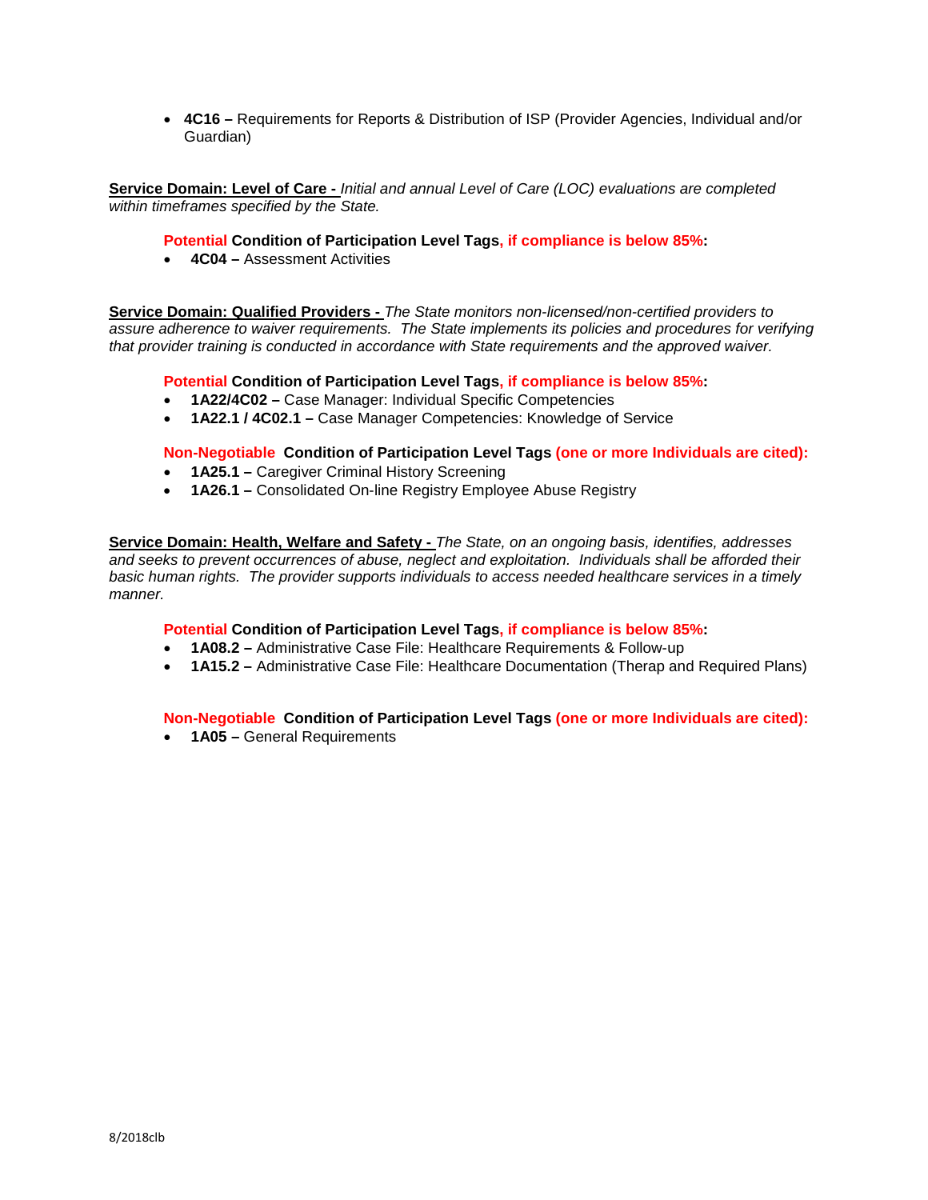- **4C16 –** Requirements for Reports & Distribution of ISP (Provider Agencies, Individual and/or Guardian)

**Service Domain: Level of Care -** *Initial and annual Level of Care (LOC) evaluations are completed within timeframes specified by the State.*

**Potential Condition of Participation Level Tags, if compliance is below 85%:**

- **4C04 –** Assessment Activities

**Service Domain: Qualified Providers -** *The State monitors non-licensed/non-certified providers to assure adherence to waiver requirements. The State implements its policies and procedures for verifying that provider training is conducted in accordance with State requirements and the approved waiver.*

**Potential Condition of Participation Level Tags, if compliance is below 85%:**

- **1A22/4C02 –** Case Manager: Individual Specific Competencies
- **1A22.1 / 4C02.1 –** Case Manager Competencies: Knowledge of Service

**Non-Negotiable Condition of Participation Level Tags (one or more Individuals are cited):**

- **1A25.1 –** Caregiver Criminal History Screening
- **1A26.1 –** Consolidated On-line Registry Employee Abuse Registry

**Service Domain: Health, Welfare and Safety -** *The State, on an ongoing basis, identifies, addresses and seeks to prevent occurrences of abuse, neglect and exploitation. Individuals shall be afforded their basic human rights. The provider supports individuals to access needed healthcare services in a timely manner.*

**Potential Condition of Participation Level Tags, if compliance is below 85%:**

- **1A08.2 –** Administrative Case File: Healthcare Requirements & Follow-up
- **1A15.2 –** Administrative Case File: Healthcare Documentation (Therap and Required Plans)

**Non-Negotiable Condition of Participation Level Tags (one or more Individuals are cited):**

- **1A05 –** General Requirements

8/2018clb